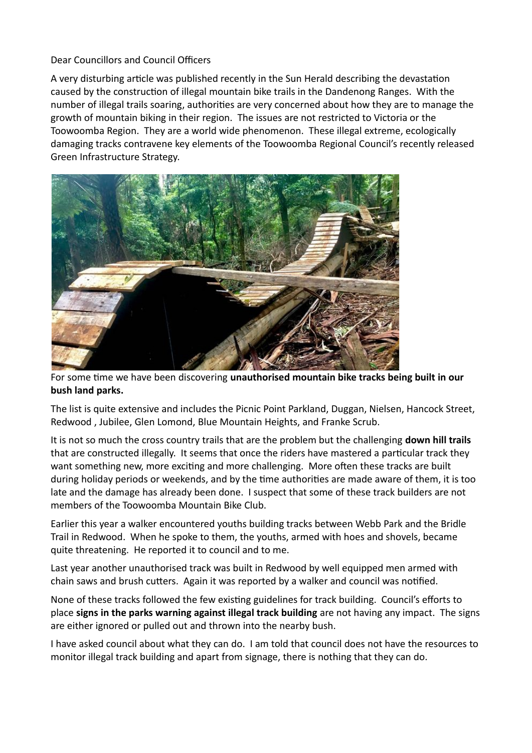Dear Councillors and Council Officers

A very disturbing article was published recently in the Sun Herald describing the devastation caused by the construction of illegal mountain bike trails in the Dandenong Ranges. With the number of illegal trails soaring, authorities are very concerned about how they are to manage the growth of mountain biking in their region. The issues are not restricted to Victoria or the Toowoomba Region. They are a world wide phenomenon. These illegal extreme, ecologically damaging tracks contravene key elements of the Toowoomba Regional Council's recently released Green Infrastructure Strategy.

For some time we have been discovering **unauthorised mountain bike tracks being built in our bush land parks.**

The list is quite extensive and includes the Picnic Point Parkland, Duggan, Nielsen, Hancock Street, Redwood , Jubilee, Glen Lomond, Blue Mountain Heights, and Franke Scrub.

It is not so much the cross country trails that are the problem but the challenging **down hill trails** that are constructed illegally. It seems that once the riders have mastered a particular track they want something new, more exciting and more challenging. More often these tracks are built during holiday periods or weekends, and by the time authorities are made aware of them, it is too late and the damage has already been done. I suspect that some of these track builders are not members of the Toowoomba Mountain Bike Club.

Earlier this year a walker encountered youths building tracks between Webb Park and the Bridle Trail in Redwood. When he spoke to them, the youths, armed with hoes and shovels, became quite threatening. He reported it to council and to me.

Last year another unauthorised track was built in Redwood by well equipped men armed with chain saws and brush cutters. Again it was reported by a walker and council was notified.

None of these tracks followed the few existing guidelines for track building. Council's efforts to place **signs in the parks warning against illegal track building** are not having any impact. The signs are either ignored or pulled out and thrown into the nearby bush.

I have asked council about what they can do. I am told that council does not have the resources to monitor illegal track building and apart from signage, there is nothing that they can do.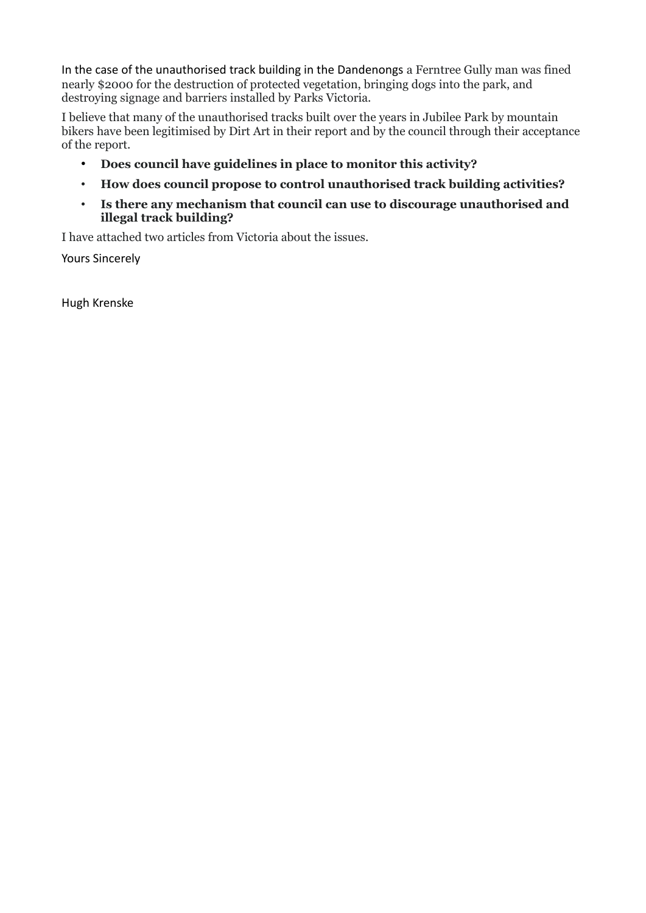In the case of the unauthorised track building in the Dandenongs a Ferntree Gully man was fined nearly $2000 for the destruction of protected vegetation, bringing dogs into the park, and destroying signage and barriers installed by Parks Victoria.

I believe that many of the unauthorised tracks built over the years in Jubilee Park by mountain bikers have been legitimised by Dirt Art in their report and by the council through their acceptance of the report.

- **Does council have guidelines in place to monitor this activity?**
- **How does council propose to control unauthorised track building activities?**
- **Is there any mechanism that council can use to discourage unauthorised and illegal track building?**

I have attached two articles from Victoria about the issues.

Yours Sincerely

Hugh Krenske